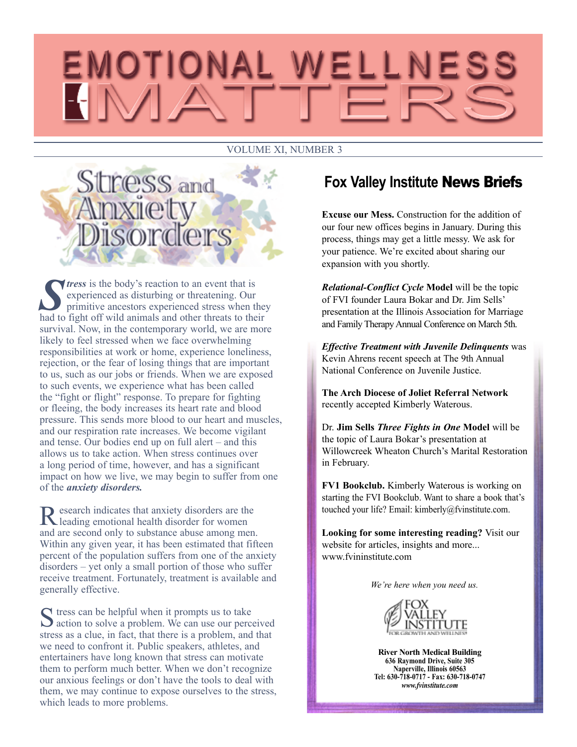# EMOTIONAL WELLNESS MATTERS

VOLUME XI, NUMBER 3

## Stress and Anxiety Disorders

***Stress*** is the body's reaction to an event that is experienced as disturbing or threatening. Our primitive ancestors experienced stress when they had to fight off wild animals and other threats to their survival. Now, in the contemporary world, we are more likely to feel stressed when we face overwhelming responsibilities at work or home, experience loneliness, rejection, or the fear of losing things that are important to us, such as our jobs or friends. When we are exposed to such events, we experience what has been called the "fight or flight" response. To prepare for fighting or fleeing, the body increases its heart rate and blood pressure. This sends more blood to our heart and muscles, and our respiration rate increases. We become vigilant and tense. Our bodies end up on full alert – and this allows us to take action. When stress continues over a long period of time, however, and has a significant impact on how we live, we may begin to suffer from one of the ***anxiety disorders.***

Research indicates that anxiety disorders are the leading emotional health disorder for women and are second only to substance abuse among men. Within any given year, it has been estimated that fifteen percent of the population suffers from one of the anxiety disorders – yet only a small portion of those who suffer receive treatment. Fortunately, treatment is available and generally effective.

Stress can be helpful when it prompts us to take action to solve a problem. We can use our perceived stress as a clue, in fact, that there is a problem, and that we need to confront it. Public speakers, athletes, and entertainers have long known that stress can motivate them to perform much better. When we don't recognize our anxious feelings or don't have the tools to deal with them, we may continue to expose ourselves to the stress, which leads to more problems.

## Fox Valley Institute **News Briefs**

**Excuse our Mess.** Construction for the addition of our four new offices begins in January. During this process, things may get a little messy. We ask for your patience. We're excited about sharing our expansion with you shortly.

***Relational-Conflict Cycle* Model** will be the topic of FVI founder Laura Bokar and Dr. Jim Sells' presentation at the Illinois Association for Marriage and Family Therapy Annual Conference on March 5th.

***Effective Treatment with Juvenile Delinquents*** was Kevin Ahrens recent speech at The 9th Annual National Conference on Juvenile Justice.

**The Arch Diocese of Joliet Referral Network** recently accepted Kimberly Waterous.

Dr. **Jim Sells *Three Fights in One* Model** will be the topic of Laura Bokar's presentation at Willowcreek Wheaton Church's Marital Restoration in February.

**FV1 Bookclub.** Kimberly Waterous is working on starting the FVI Bookclub. Want to share a book that's touched your life? Email: kimberly@fvinstitute.com.

**Looking for some interesting reading?** Visit our website for articles, insights and more... www.fvininstitute.com

*We're here when you need us.*

FOX VALLEY INSTITUTE
FOR GROWTH AND WELLNESS

**River North Medical Building**
**636 Raymond Drive, Suite 305**
**Naperville, Illinois 60563**
**Tel: 630-718-0717 - Fax: 630-718-0747**
***www.fvinstitute.com***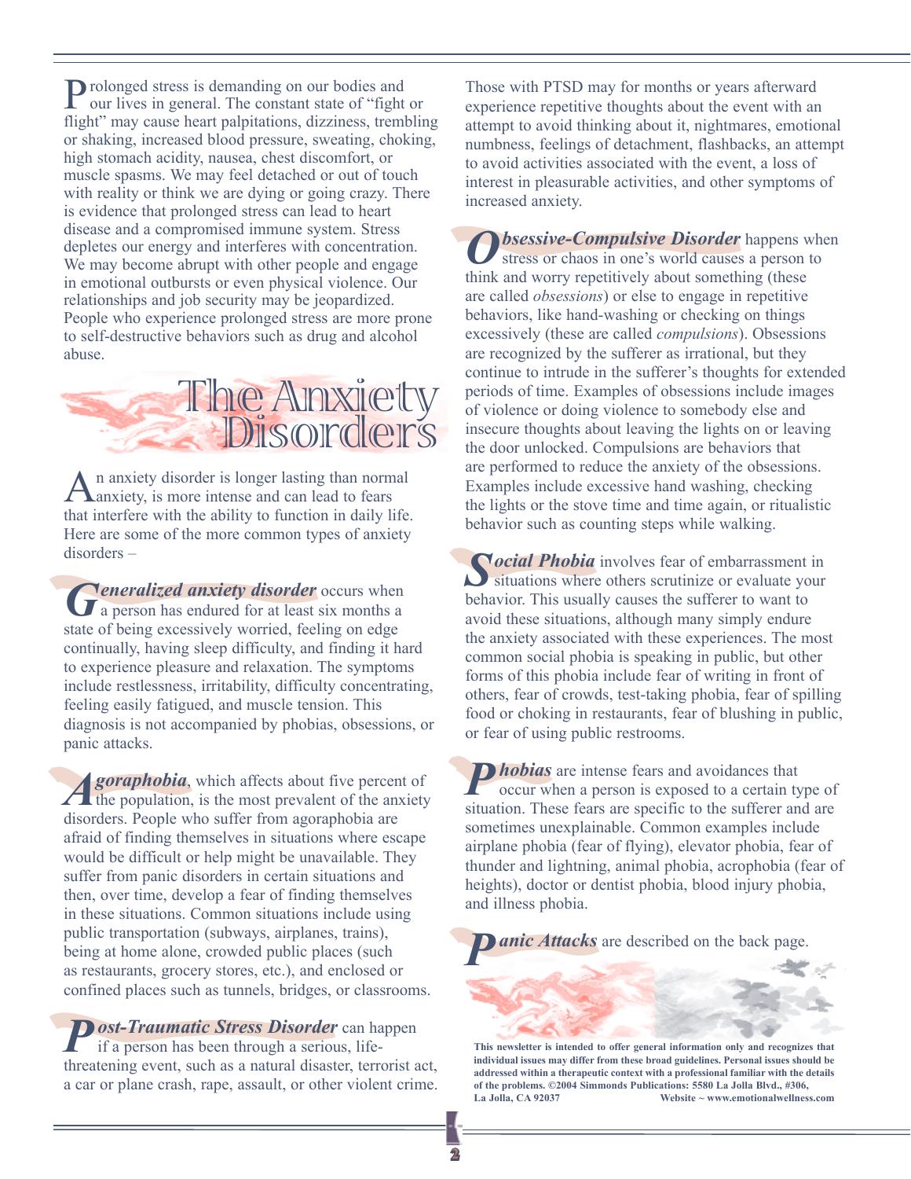Prolonged stress is demanding on our bodies and our lives in general. The constant state of "fight or flight" may cause heart palpitations, dizziness, trembling or shaking, increased blood pressure, sweating, choking, high stomach acidity, nausea, chest discomfort, or muscle spasms. We may feel detached or out of touch with reality or think we are dying or going crazy. There is evidence that prolonged stress can lead to heart disease and a compromised immune system. Stress depletes our energy and interferes with concentration. We may become abrupt with other people and engage in emotional outbursts or even physical violence. Our relationships and job security may be jeopardized. People who experience prolonged stress are more prone to self-destructive behaviors such as drug and alcohol abuse.

# The Anxiety Disorders

An anxiety disorder is longer lasting than normal anxiety, is more intense and can lead to fears that interfere with the ability to function in daily life. Here are some of the more common types of anxiety disorders –

***Generalized anxiety disorder*** occurs when a person has endured for at least six months a state of being excessively worried, feeling on edge continually, having sleep difficulty, and finding it hard to experience pleasure and relaxation. The symptoms include restlessness, irritability, difficulty concentrating, feeling easily fatigued, and muscle tension. This diagnosis is not accompanied by phobias, obsessions, or panic attacks.

***Agoraphobia***, which affects about five percent of the population, is the most prevalent of the anxiety disorders. People who suffer from agoraphobia are afraid of finding themselves in situations where escape would be difficult or help might be unavailable. They suffer from panic disorders in certain situations and then, over time, develop a fear of finding themselves in these situations. Common situations include using public transportation (subways, airplanes, trains), being at home alone, crowded public places (such as restaurants, grocery stores, etc.), and enclosed or confined places such as tunnels, bridges, or classrooms.

***Post-Traumatic Stress Disorder*** can happen if a person has been through a serious, life-threatening event, such as a natural disaster, terrorist act, a car or plane crash, rape, assault, or other violent crime. Those with PTSD may for months or years afterward experience repetitive thoughts about the event with an attempt to avoid thinking about it, nightmares, emotional numbness, feelings of detachment, flashbacks, an attempt to avoid activities associated with the event, a loss of interest in pleasurable activities, and other symptoms of increased anxiety.

***Obsessive-Compulsive Disorder*** happens when stress or chaos in one's world causes a person to think and worry repetitively about something (these are called *obsessions*) or else to engage in repetitive behaviors, like hand-washing or checking on things excessively (these are called *compulsions*). Obsessions are recognized by the sufferer as irrational, but they continue to intrude in the sufferer's thoughts for extended periods of time. Examples of obsessions include images of violence or doing violence to somebody else and insecure thoughts about leaving the lights on or leaving the door unlocked. Compulsions are behaviors that are performed to reduce the anxiety of the obsessions. Examples include excessive hand washing, checking the lights or the stove time and time again, or ritualistic behavior such as counting steps while walking.

***Social Phobia*** involves fear of embarrassment in situations where others scrutinize or evaluate your behavior. This usually causes the sufferer to want to avoid these situations, although many simply endure the anxiety associated with these experiences. The most common social phobia is speaking in public, but other forms of this phobia include fear of writing in front of others, fear of crowds, test-taking phobia, fear of spilling food or choking in restaurants, fear of blushing in public, or fear of using public restrooms.

***Phobias*** are intense fears and avoidances that occur when a person is exposed to a certain type of situation. These fears are specific to the sufferer and are sometimes unexplainable. Common examples include airplane phobia (fear of flying), elevator phobia, fear of thunder and lightning, animal phobia, acrophobia (fear of heights), doctor or dentist phobia, blood injury phobia, and illness phobia.

***Panic Attacks*** are described on the back page.

**This newsletter is intended to offer general information only and recognizes that individual issues may differ from these broad guidelines. Personal issues should be addressed within a therapeutic context with a professional familiar with the details of the problems. ©2004 Simmonds Publications: 5580 La Jolla Blvd., #306, La Jolla, CA 92037 Website ~ www.emotionalwellness.com**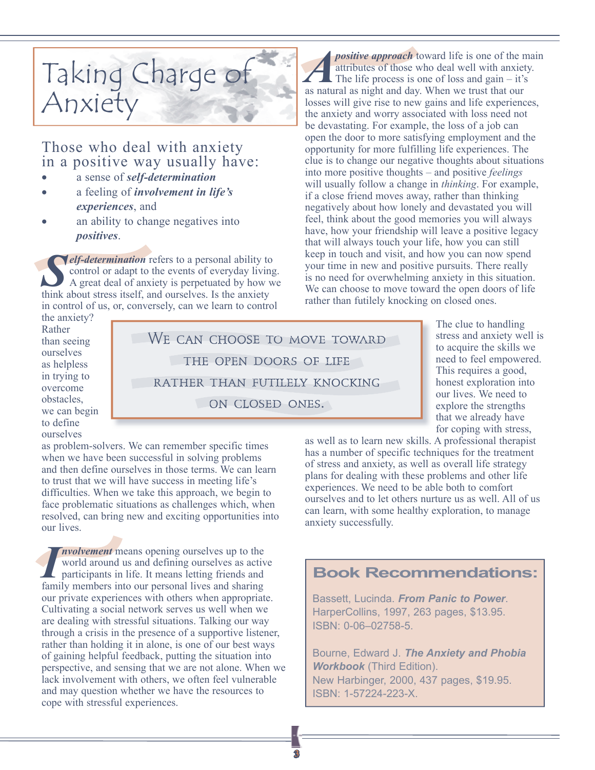# Taking Charge of Anxiety

## Those who deal with anxiety in a positive way usually have:

- a sense of ***self-determination***
- a feeling of ***involvement in life's experiences***, and
- an ability to change negatives into ***positives***.

***Self-determination*** refers to a personal ability to control or adapt to the events of everyday living. A great deal of anxiety is perpetuated by how we think about stress itself, and ourselves. Is the anxiety in control of us, or, conversely, can we learn to control the anxiety? Rather than seeing ourselves as helpless in trying to overcome obstacles, we can begin to define ourselves as problem-solvers. We can remember specific times when we have been successful in solving problems and then define ourselves in those terms. We can learn to trust that we will have success in meeting life's difficulties. When we take this approach, we begin to face problematic situations as challenges which, when resolved, can bring new and exciting opportunities into our lives.

***Involvement*** means opening ourselves up to the world around us and defining ourselves as active participants in life. It means letting friends and family members into our personal lives and sharing our private experiences with others when appropriate. Cultivating a social network serves us well when we are dealing with stressful situations. Talking our way through a crisis in the presence of a supportive listener, rather than holding it in alone, is one of our best ways of gaining helpful feedback, putting the situation into perspective, and sensing that we are not alone. When we lack involvement with others, we often feel vulnerable and may question whether we have the resources to cope with stressful experiences.

A ***positive approach*** toward life is one of the main attributes of those who deal well with anxiety. The life process is one of loss and gain – it's as natural as night and day. When we trust that our losses will give rise to new gains and life experiences, the anxiety and worry associated with loss need not be devastating. For example, the loss of a job can open the door to more satisfying employment and the opportunity for more fulfilling life experiences. The clue is to change our negative thoughts about situations into more positive thoughts – and positive *feelings* will usually follow a change in *thinking*. For example, if a close friend moves away, rather than thinking negatively about how lonely and devastated you will feel, think about the good memories you will always have, how your friendship will leave a positive legacy that will always touch your life, how you can still keep in touch and visit, and how you can now spend your time in new and positive pursuits. There really is no need for overwhelming anxiety in this situation. We can choose to move toward the open doors of life rather than futilely knocking on closed ones.

> WE CAN CHOOSE TO MOVE TOWARD THE OPEN DOORS OF LIFE RATHER THAN FUTILELY KNOCKING ON CLOSED ONES.

The clue to handling stress and anxiety well is to acquire the skills we need to feel empowered. This requires a good, honest exploration into our lives. We need to explore the strengths that we already have for coping with stress, as well as to learn new skills. A professional therapist has a number of specific techniques for the treatment of stress and anxiety, as well as overall life strategy plans for dealing with these problems and other life experiences. We need to be able both to comfort ourselves and to let others nurture us as well. All of us can learn, with some healthy exploration, to manage anxiety successfully.

## Book Recommendations:

Bassett, Lucinda. ***From Panic to Power***. HarperCollins, 1997, 263 pages, $13.95. ISBN: 0-06–02758-5.

Bourne, Edward J. ***The Anxiety and Phobia Workbook*** (Third Edition). New Harbinger, 2000, 437 pages, $19.95. ISBN: 1-57224-223-X.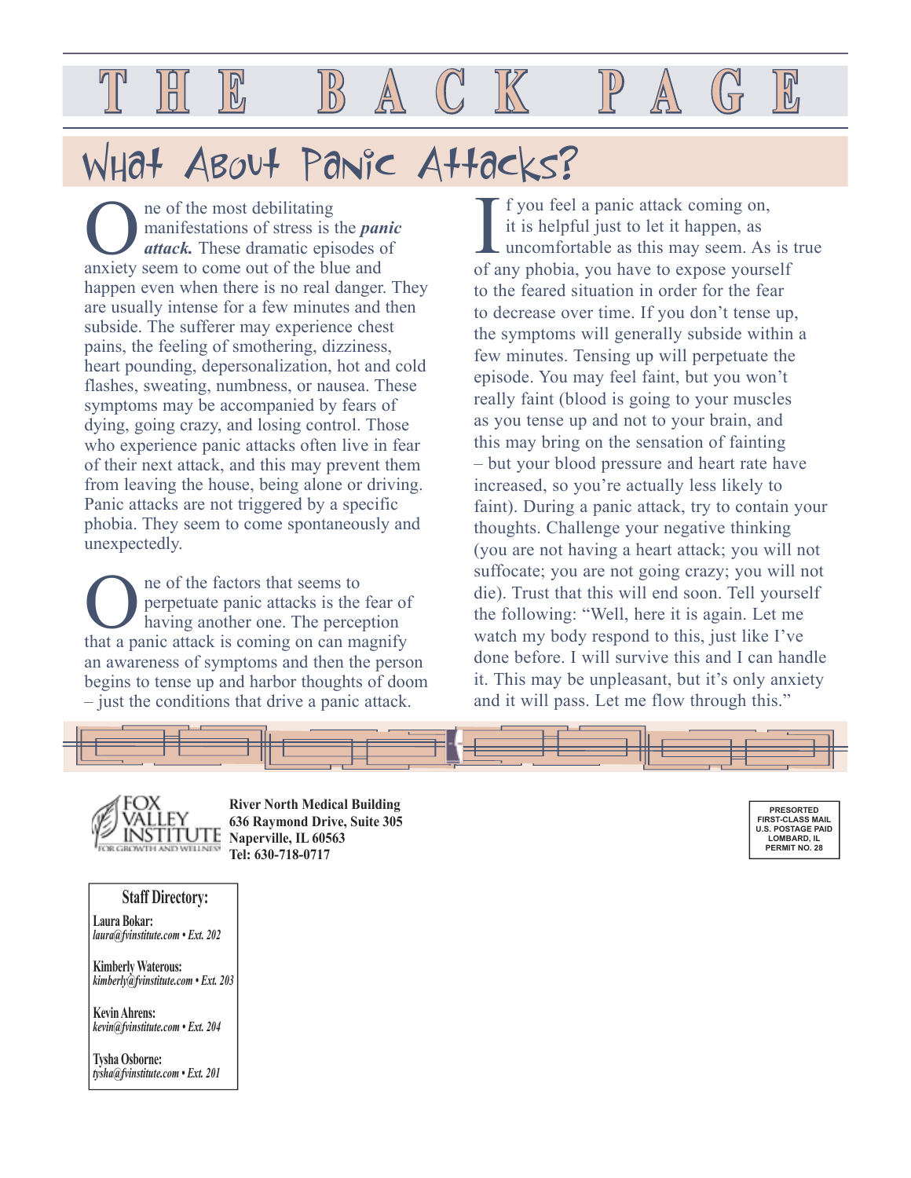# THE BACK PAGE

## What About Panic Attacks?

One of the most debilitating manifestations of stress is the ***panic attack.*** These dramatic episodes of anxiety seem to come out of the blue and happen even when there is no real danger. They are usually intense for a few minutes and then subside. The sufferer may experience chest pains, the feeling of smothering, dizziness, heart pounding, depersonalization, hot and cold flashes, sweating, numbness, or nausea. These symptoms may be accompanied by fears of dying, going crazy, and losing control. Those who experience panic attacks often live in fear of their next attack, and this may prevent them from leaving the house, being alone or driving. Panic attacks are not triggered by a specific phobia. They seem to come spontaneously and unexpectedly.

One of the factors that seems to perpetuate panic attacks is the fear of having another one. The perception that a panic attack is coming on can magnify an awareness of symptoms and then the person begins to tense up and harbor thoughts of doom – just the conditions that drive a panic attack.

If you feel a panic attack coming on, it is helpful just to let it happen, as uncomfortable as this may seem. As is true of any phobia, you have to expose yourself to the feared situation in order for the fear to decrease over time. If you don't tense up, the symptoms will generally subside within a few minutes. Tensing up will perpetuate the episode. You may feel faint, but you won't really faint (blood is going to your muscles as you tense up and not to your brain, and this may bring on the sensation of fainting – but your blood pressure and heart rate have increased, so you're actually less likely to faint). During a panic attack, try to contain your thoughts. Challenge your negative thinking (you are not having a heart attack; you will not suffocate; you are not going crazy; you will not die). Trust that this will end soon. Tell yourself the following: "Well, here it is again. Let me watch my body respond to this, just like I've done before. I will survive this and I can handle it. This may be unpleasant, but it's only anxiety and it will pass. Let me flow through this."

FOX VALLEY INSTITUTE FOR GROWTH AND WELLNESS

**River North Medical Building**
**636 Raymond Drive, Suite 305**
**Naperville, IL 60563**
**Tel: 630-718-0717**

PRESORTED
FIRST-CLASS MAIL
U.S. POSTAGE PAID
LOMBARD, IL
PERMIT NO. 28

**Staff Directory:**

**Laura Bokar:**
*laura@fvinstitute.com • Ext. 202*

**Kimberly Waterous:**
*kimberly@fvinstitute.com • Ext. 203*

**Kevin Ahrens:**
*kevin@fvinstitute.com • Ext. 204*

**Tysha Osborne:**
*tysha@fvinstitute.com • Ext. 201*